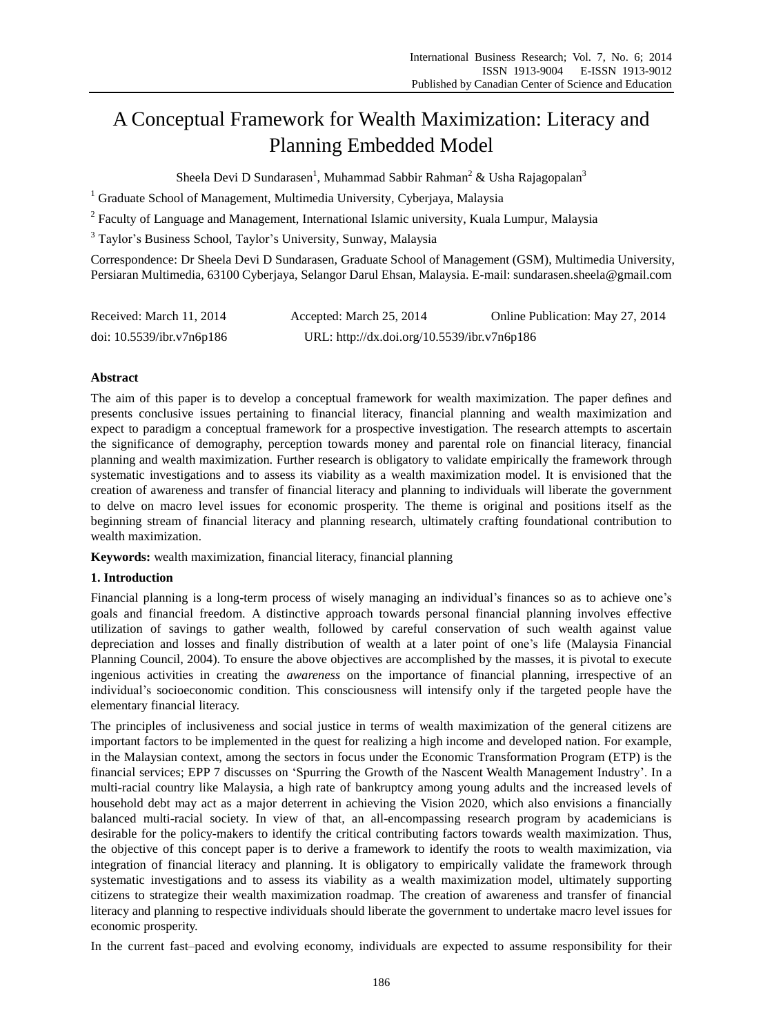# A Conceptual Framework for Wealth Maximization: Literacy and Planning Embedded Model

Sheela Devi D Sundarasen[1], Muhammad Sabbir Rahman[2] & Usha Rajagopalan[3]

[1] Graduate School of Management, Multimedia University, Cyberjaya, Malaysia

[2] Faculty of Language and Management, International Islamic university, Kuala Lumpur, Malaysia

[3] Taylor's Business School, Taylor's University, Sunway, Malaysia

Correspondence: Dr Sheela Devi D Sundarasen, Graduate School of Management (GSM), Multimedia University, Persiaran Multimedia, 63100 Cyberjaya, Selangor Darul Ehsan, Malaysia. E-mail: sundarasen.sheela@gmail.com

Received: March 11, 2014 Accepted: March 25, 2014 Online Publication: May 27, 2014

doi: 10.5539/ibr.v7n6p186 URL: http://dx.doi.org/10.5539/ibr.v7n6p186

**Abstract**

The aim of this paper is to develop a conceptual framework for wealth maximization. The paper defines and presents conclusive issues pertaining to financial literacy, financial planning and wealth maximization and expect to paradigm a conceptual framework for a prospective investigation. The research attempts to ascertain the significance of demography, perception towards money and parental role on financial literacy, financial planning and wealth maximization. Further research is obligatory to validate empirically the framework through systematic investigations and to assess its viability as a wealth maximization model. It is envisioned that the creation of awareness and transfer of financial literacy and planning to individuals will liberate the government to delve on macro level issues for economic prosperity. The theme is original and positions itself as the beginning stream of financial literacy and planning research, ultimately crafting foundational contribution to wealth maximization.

**Keywords:** wealth maximization, financial literacy, financial planning

## 1. Introduction

Financial planning is a long-term process of wisely managing an individual's finances so as to achieve one's goals and financial freedom. A distinctive approach towards personal financial planning involves effective utilization of savings to gather wealth, followed by careful conservation of such wealth against value depreciation and losses and finally distribution of wealth at a later point of one's life (Malaysia Financial Planning Council, 2004). To ensure the above objectives are accomplished by the masses, it is pivotal to execute ingenious activities in creating the *awareness* on the importance of financial planning, irrespective of an individual's socioeconomic condition. This consciousness will intensify only if the targeted people have the elementary financial literacy.

The principles of inclusiveness and social justice in terms of wealth maximization of the general citizens are important factors to be implemented in the quest for realizing a high income and developed nation. For example, in the Malaysian context, among the sectors in focus under the Economic Transformation Program (ETP) is the financial services; EPP 7 discusses on 'Spurring the Growth of the Nascent Wealth Management Industry'. In a multi-racial country like Malaysia, a high rate of bankruptcy among young adults and the increased levels of household debt may act as a major deterrent in achieving the Vision 2020, which also envisions a financially balanced multi-racial society. In view of that, an all-encompassing research program by academicians is desirable for the policy-makers to identify the critical contributing factors towards wealth maximization. Thus, the objective of this concept paper is to derive a framework to identify the roots to wealth maximization, via integration of financial literacy and planning. It is obligatory to empirically validate the framework through systematic investigations and to assess its viability as a wealth maximization model, ultimately supporting citizens to strategize their wealth maximization roadmap. The creation of awareness and transfer of financial literacy and planning to respective individuals should liberate the government to undertake macro level issues for economic prosperity.

In the current fast–paced and evolving economy, individuals are expected to assume responsibility for their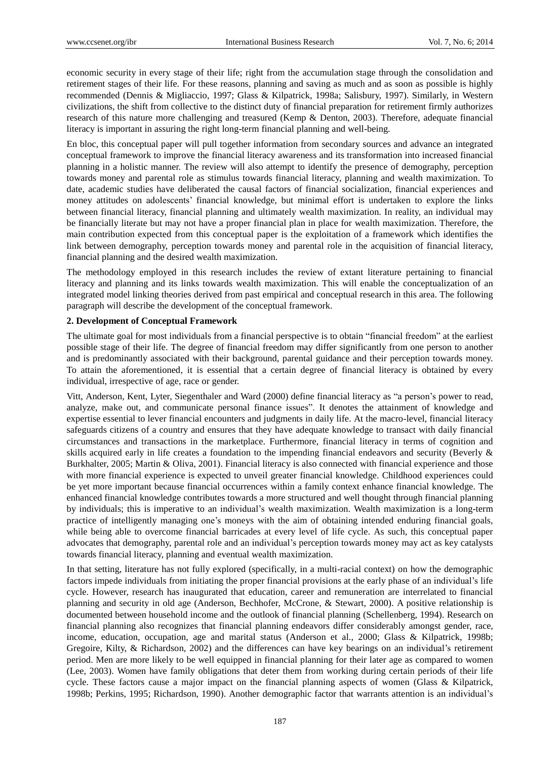economic security in every stage of their life; right from the accumulation stage through the consolidation and retirement stages of their life. For these reasons, planning and saving as much and as soon as possible is highly recommended (Dennis & Migliaccio, 1997; Glass & Kilpatrick, 1998a; Salisbury, 1997). Similarly, in Western civilizations, the shift from collective to the distinct duty of financial preparation for retirement firmly authorizes research of this nature more challenging and treasured (Kemp & Denton, 2003). Therefore, adequate financial literacy is important in assuring the right long-term financial planning and well-being.

En bloc, this conceptual paper will pull together information from secondary sources and advance an integrated conceptual framework to improve the financial literacy awareness and its transformation into increased financial planning in a holistic manner. The review will also attempt to identify the presence of demography, perception towards money and parental role as stimulus towards financial literacy, planning and wealth maximization. To date, academic studies have deliberated the causal factors of financial socialization, financial experiences and money attitudes on adolescents' financial knowledge, but minimal effort is undertaken to explore the links between financial literacy, financial planning and ultimately wealth maximization. In reality, an individual may be financially literate but may not have a proper financial plan in place for wealth maximization. Therefore, the main contribution expected from this conceptual paper is the exploitation of a framework which identifies the link between demography, perception towards money and parental role in the acquisition of financial literacy, financial planning and the desired wealth maximization.

The methodology employed in this research includes the review of extant literature pertaining to financial literacy and planning and its links towards wealth maximization. This will enable the conceptualization of an integrated model linking theories derived from past empirical and conceptual research in this area. The following paragraph will describe the development of the conceptual framework.

## 2. Development of Conceptual Framework

The ultimate goal for most individuals from a financial perspective is to obtain "financial freedom" at the earliest possible stage of their life. The degree of financial freedom may differ significantly from one person to another and is predominantly associated with their background, parental guidance and their perception towards money. To attain the aforementioned, it is essential that a certain degree of financial literacy is obtained by every individual, irrespective of age, race or gender.

Vitt, Anderson, Kent, Lyter, Siegenthaler and Ward (2000) define financial literacy as "a person's power to read, analyze, make out, and communicate personal finance issues". It denotes the attainment of knowledge and expertise essential to lever financial encounters and judgments in daily life. At the macro-level, financial literacy safeguards citizens of a country and ensures that they have adequate knowledge to transact with daily financial circumstances and transactions in the marketplace. Furthermore, financial literacy in terms of cognition and skills acquired early in life creates a foundation to the impending financial endeavors and security (Beverly & Burkhalter, 2005; Martin & Oliva, 2001). Financial literacy is also connected with financial experience and those with more financial experience is expected to unveil greater financial knowledge. Childhood experiences could be yet more important because financial occurrences within a family context enhance financial knowledge. The enhanced financial knowledge contributes towards a more structured and well thought through financial planning by individuals; this is imperative to an individual's wealth maximization. Wealth maximization is a long-term practice of intelligently managing one's moneys with the aim of obtaining intended enduring financial goals, while being able to overcome financial barricades at every level of life cycle. As such, this conceptual paper advocates that demography, parental role and an individual's perception towards money may act as key catalysts towards financial literacy, planning and eventual wealth maximization.

In that setting, literature has not fully explored (specifically, in a multi-racial context) on how the demographic factors impede individuals from initiating the proper financial provisions at the early phase of an individual's life cycle. However, research has inaugurated that education, career and remuneration are interrelated to financial planning and security in old age (Anderson, Bechhofer, McCrone, & Stewart, 2000). A positive relationship is documented between household income and the outlook of financial planning (Schellenberg, 1994). Research on financial planning also recognizes that financial planning endeavors differ considerably amongst gender, race, income, education, occupation, age and marital status (Anderson et al., 2000; Glass & Kilpatrick, 1998b; Gregoire, Kilty, & Richardson, 2002) and the differences can have key bearings on an individual's retirement period. Men are more likely to be well equipped in financial planning for their later age as compared to women (Lee, 2003). Women have family obligations that deter them from working during certain periods of their life cycle. These factors cause a major impact on the financial planning aspects of women (Glass & Kilpatrick, 1998b; Perkins, 1995; Richardson, 1990). Another demographic factor that warrants attention is an individual's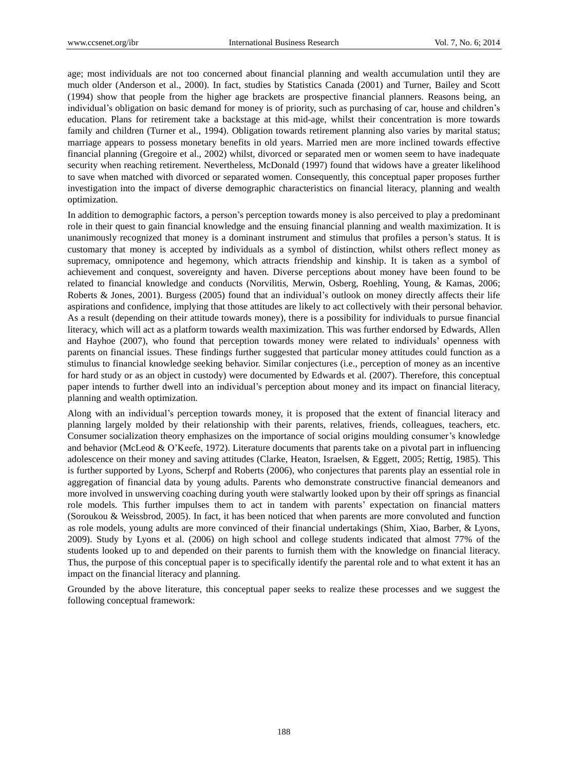age; most individuals are not too concerned about financial planning and wealth accumulation until they are much older (Anderson et al., 2000). In fact, studies by Statistics Canada (2001) and Turner, Bailey and Scott (1994) show that people from the higher age brackets are prospective financial planners. Reasons being, an individual's obligation on basic demand for money is of priority, such as purchasing of car, house and children's education. Plans for retirement take a backstage at this mid-age, whilst their concentration is more towards family and children (Turner et al., 1994). Obligation towards retirement planning also varies by marital status; marriage appears to possess monetary benefits in old years. Married men are more inclined towards effective financial planning (Gregoire et al., 2002) whilst, divorced or separated men or women seem to have inadequate security when reaching retirement. Nevertheless, McDonald (1997) found that widows have a greater likelihood to save when matched with divorced or separated women. Consequently, this conceptual paper proposes further investigation into the impact of diverse demographic characteristics on financial literacy, planning and wealth optimization.

In addition to demographic factors, a person's perception towards money is also perceived to play a predominant role in their quest to gain financial knowledge and the ensuing financial planning and wealth maximization. It is unanimously recognized that money is a dominant instrument and stimulus that profiles a person's status. It is customary that money is accepted by individuals as a symbol of distinction, whilst others reflect money as supremacy, omnipotence and hegemony, which attracts friendship and kinship. It is taken as a symbol of achievement and conquest, sovereignty and haven. Diverse perceptions about money have been found to be related to financial knowledge and conducts (Norvilitis, Merwin, Osberg, Roehling, Young, & Kamas, 2006; Roberts & Jones, 2001). Burgess (2005) found that an individual's outlook on money directly affects their life aspirations and confidence, implying that those attitudes are likely to act collectively with their personal behavior. As a result (depending on their attitude towards money), there is a possibility for individuals to pursue financial literacy, which will act as a platform towards wealth maximization. This was further endorsed by Edwards, Allen and Hayhoe (2007), who found that perception towards money were related to individuals' openness with parents on financial issues. These findings further suggested that particular money attitudes could function as a stimulus to financial knowledge seeking behavior. Similar conjectures (i.e., perception of money as an incentive for hard study or as an object in custody) were documented by Edwards et al. (2007). Therefore, this conceptual paper intends to further dwell into an individual's perception about money and its impact on financial literacy, planning and wealth optimization.

Along with an individual's perception towards money, it is proposed that the extent of financial literacy and planning largely molded by their relationship with their parents, relatives, friends, colleagues, teachers, etc. Consumer socialization theory emphasizes on the importance of social origins moulding consumer's knowledge and behavior (McLeod & O'Keefe, 1972). Literature documents that parents take on a pivotal part in influencing adolescence on their money and saving attitudes (Clarke, Heaton, Israelsen, & Eggett, 2005; Rettig, 1985). This is further supported by Lyons, Scherpf and Roberts (2006), who conjectures that parents play an essential role in aggregation of financial data by young adults. Parents who demonstrate constructive financial demeanors and more involved in unswerving coaching during youth were stalwartly looked upon by their off springs as financial role models. This further impulses them to act in tandem with parents' expectation on financial matters (Soroukou & Weissbrod, 2005). In fact, it has been noticed that when parents are more convoluted and function as role models, young adults are more convinced of their financial undertakings (Shim, Xiao, Barber, & Lyons, 2009). Study by Lyons et al. (2006) on high school and college students indicated that almost 77% of the students looked up to and depended on their parents to furnish them with the knowledge on financial literacy. Thus, the purpose of this conceptual paper is to specifically identify the parental role and to what extent it has an impact on the financial literacy and planning.

Grounded by the above literature, this conceptual paper seeks to realize these processes and we suggest the following conceptual framework: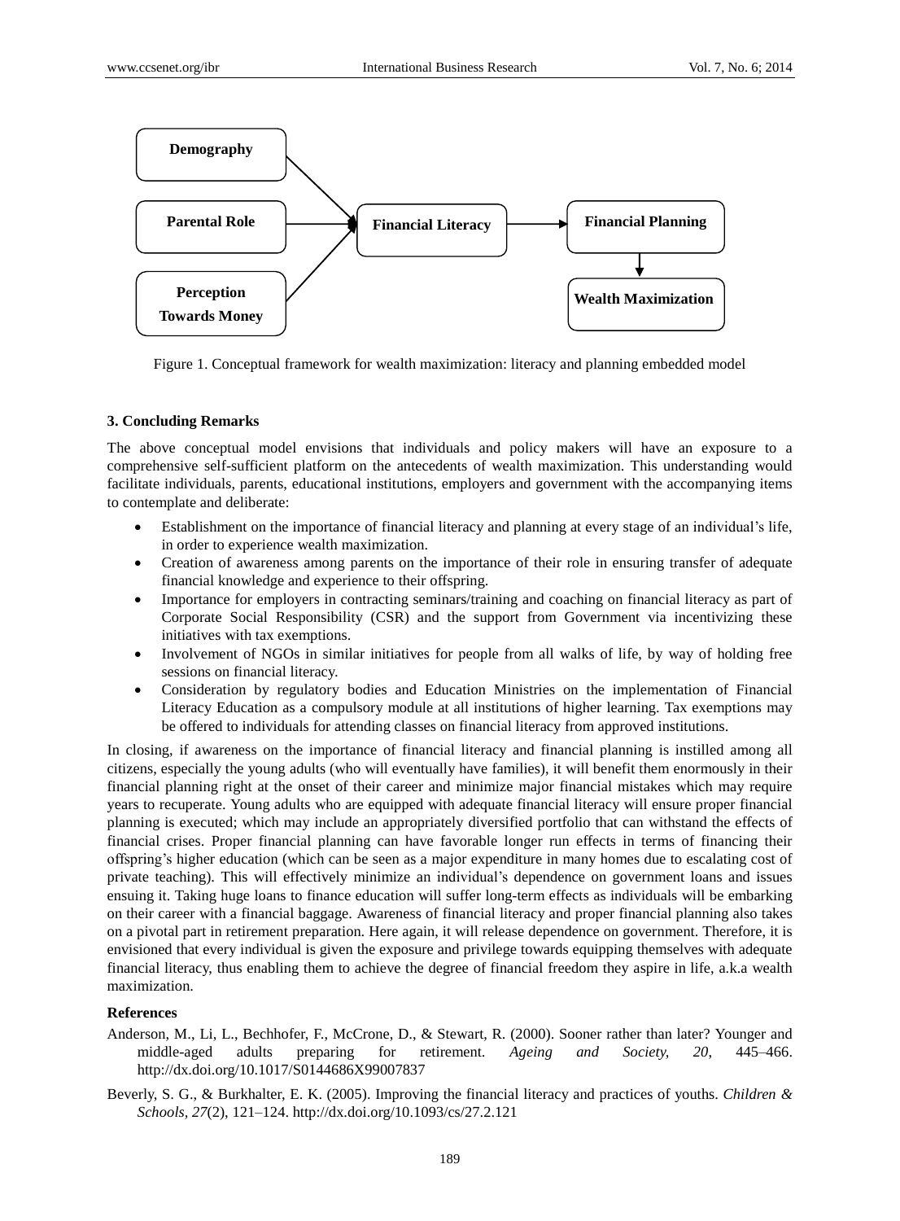Figure 1. Conceptual framework for wealth maximization: literacy and planning embedded model

## 3. Concluding Remarks

The above conceptual model envisions that individuals and policy makers will have an exposure to a comprehensive self-sufficient platform on the antecedents of wealth maximization. This understanding would facilitate individuals, parents, educational institutions, employers and government with the accompanying items to contemplate and deliberate:

- Establishment on the importance of financial literacy and planning at every stage of an individual's life, in order to experience wealth maximization.
- Creation of awareness among parents on the importance of their role in ensuring transfer of adequate financial knowledge and experience to their offspring.
- Importance for employers in contracting seminars/training and coaching on financial literacy as part of Corporate Social Responsibility (CSR) and the support from Government via incentivizing these initiatives with tax exemptions.
- Involvement of NGOs in similar initiatives for people from all walks of life, by way of holding free sessions on financial literacy.
- Consideration by regulatory bodies and Education Ministries on the implementation of Financial Literacy Education as a compulsory module at all institutions of higher learning. Tax exemptions may be offered to individuals for attending classes on financial literacy from approved institutions.

In closing, if awareness on the importance of financial literacy and financial planning is instilled among all citizens, especially the young adults (who will eventually have families), it will benefit them enormously in their financial planning right at the onset of their career and minimize major financial mistakes which may require years to recuperate. Young adults who are equipped with adequate financial literacy will ensure proper financial planning is executed; which may include an appropriately diversified portfolio that can withstand the effects of financial crises. Proper financial planning can have favorable longer run effects in terms of financing their offspring's higher education (which can be seen as a major expenditure in many homes due to escalating cost of private teaching). This will effectively minimize an individual's dependence on government loans and issues ensuing it. Taking huge loans to finance education will suffer long-term effects as individuals will be embarking on their career with a financial baggage. Awareness of financial literacy and proper financial planning also takes on a pivotal part in retirement preparation. Here again, it will release dependence on government. Therefore, it is envisioned that every individual is given the exposure and privilege towards equipping themselves with adequate financial literacy, thus enabling them to achieve the degree of financial freedom they aspire in life, a.k.a wealth maximization.

## References

Anderson, M., Li, L., Bechhofer, F., McCrone, D., & Stewart, R. (2000). Sooner rather than later? Younger and middle-aged adults preparing for retirement. *Ageing and Society, 20*, 445–466. http://dx.doi.org/10.1017/S0144686X99007837

Beverly, S. G., & Burkhalter, E. K. (2005). Improving the financial literacy and practices of youths. *Children & Schools, 27*(2), 121–124. http://dx.doi.org/10.1093/cs/27.2.121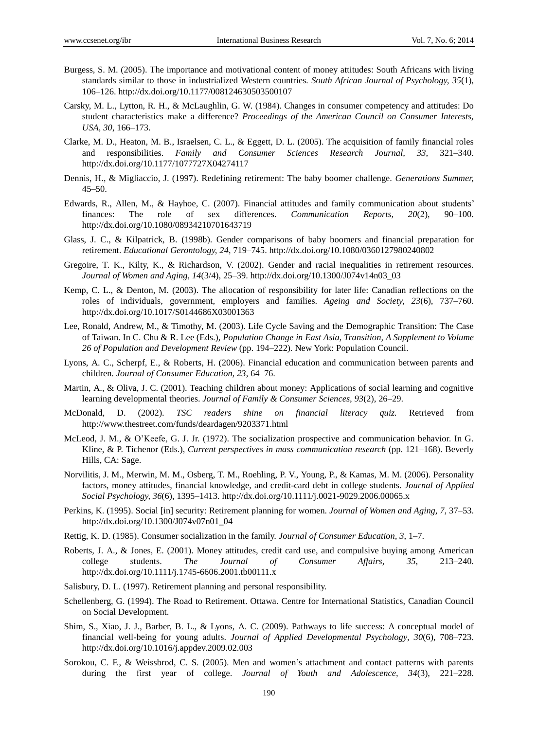Burgess, S. M. (2005). The importance and motivational content of money attitudes: South Africans with living standards similar to those in industrialized Western countries. *South African Journal of Psychology, 35*(1), 106–126. http://dx.doi.org/10.1177/008124630503500107

Carsky, M. L., Lytton, R. H., & McLaughlin, G. W. (1984). Changes in consumer competency and attitudes: Do student characteristics make a difference? *Proceedings of the American Council on Consumer Interests, USA, 30*, 166–173.

Clarke, M. D., Heaton, M. B., Israelsen, C. L., & Eggett, D. L. (2005). The acquisition of family financial roles and responsibilities. *Family and Consumer Sciences Research Journal, 33*, 321–340. http://dx.doi.org/10.1177/1077727X04274117

Dennis, H., & Migliaccio, J. (1997). Redefining retirement: The baby boomer challenge. *Generations Summer,* 45–50.

Edwards, R., Allen, M., & Hayhoe, C. (2007). Financial attitudes and family communication about students' finances: The role of sex differences. *Communication Reports, 20*(2), 90–100. http://dx.doi.org/10.1080/08934210701643719

Glass, J. C., & Kilpatrick, B. (1998b). Gender comparisons of baby boomers and financial preparation for retirement. *Educational Gerontology, 24*, 719–745. http://dx.doi.org/10.1080/0360127980240802

Gregoire, T. K., Kilty, K., & Richardson, V. (2002). Gender and racial inequalities in retirement resources. *Journal of Women and Aging, 14*(3/4), 25–39. http://dx.doi.org/10.1300/J074v14n03_03

Kemp, C. L., & Denton, M. (2003). The allocation of responsibility for later life: Canadian reflections on the roles of individuals, government, employers and families. *Ageing and Society, 23*(6), 737–760. http://dx.doi.org/10.1017/S0144686X03001363

Lee, Ronald, Andrew, M., & Timothy, M. (2003). Life Cycle Saving and the Demographic Transition: The Case of Taiwan. In C. Chu & R. Lee (Eds.), *Population Change in East Asia, Transition, A Supplement to Volume 26 of Population and Development Review* (pp. 194–222). New York: Population Council.

Lyons, A. C., Scherpf, E., & Roberts, H. (2006). Financial education and communication between parents and children. *Journal of Consumer Education, 23*, 64–76.

Martin, A., & Oliva, J. C. (2001). Teaching children about money: Applications of social learning and cognitive learning developmental theories. *Journal of Family & Consumer Sciences, 93*(2), 26–29.

McDonald, D. (2002). *TSC readers shine on financial literacy quiz.* Retrieved from http://www.thestreet.com/funds/deardagen/9203371.html

McLeod, J. M., & O'Keefe, G. J. Jr. (1972). The socialization prospective and communication behavior. In G. Kline, & P. Tichenor (Eds.), *Current perspectives in mass communication research* (pp. 121–168). Beverly Hills, CA: Sage.

Norvilitis, J. M., Merwin, M. M., Osberg, T. M., Roehling, P. V., Young, P., & Kamas, M. M. (2006). Personality factors, money attitudes, financial knowledge, and credit-card debt in college students. *Journal of Applied Social Psychology, 36*(6), 1395–1413. http://dx.doi.org/10.1111/j.0021-9029.2006.00065.x

Perkins, K. (1995). Social [in] security: Retirement planning for women. *Journal of Women and Aging, 7*, 37–53. http://dx.doi.org/10.1300/J074v07n01_04

Rettig, K. D. (1985). Consumer socialization in the family. *Journal of Consumer Education, 3*, 1–7.

Roberts, J. A., & Jones, E. (2001). Money attitudes, credit card use, and compulsive buying among American college students. *The Journal of Consumer Affairs, 35*, 213–240. http://dx.doi.org/10.1111/j.1745-6606.2001.tb00111.x

Salisbury, D. L. (1997). Retirement planning and personal responsibility.

Schellenberg, G. (1994). The Road to Retirement. Ottawa. Centre for International Statistics, Canadian Council on Social Development.

Shim, S., Xiao, J. J., Barber, B. L., & Lyons, A. C. (2009). Pathways to life success: A conceptual model of financial well-being for young adults. *Journal of Applied Developmental Psychology, 30*(6), 708–723. http://dx.doi.org/10.1016/j.appdev.2009.02.003

Sorokou, C. F., & Weissbrod, C. S. (2005). Men and women's attachment and contact patterns with parents during the first year of college. *Journal of Youth and Adolescence, 34*(3), 221–228.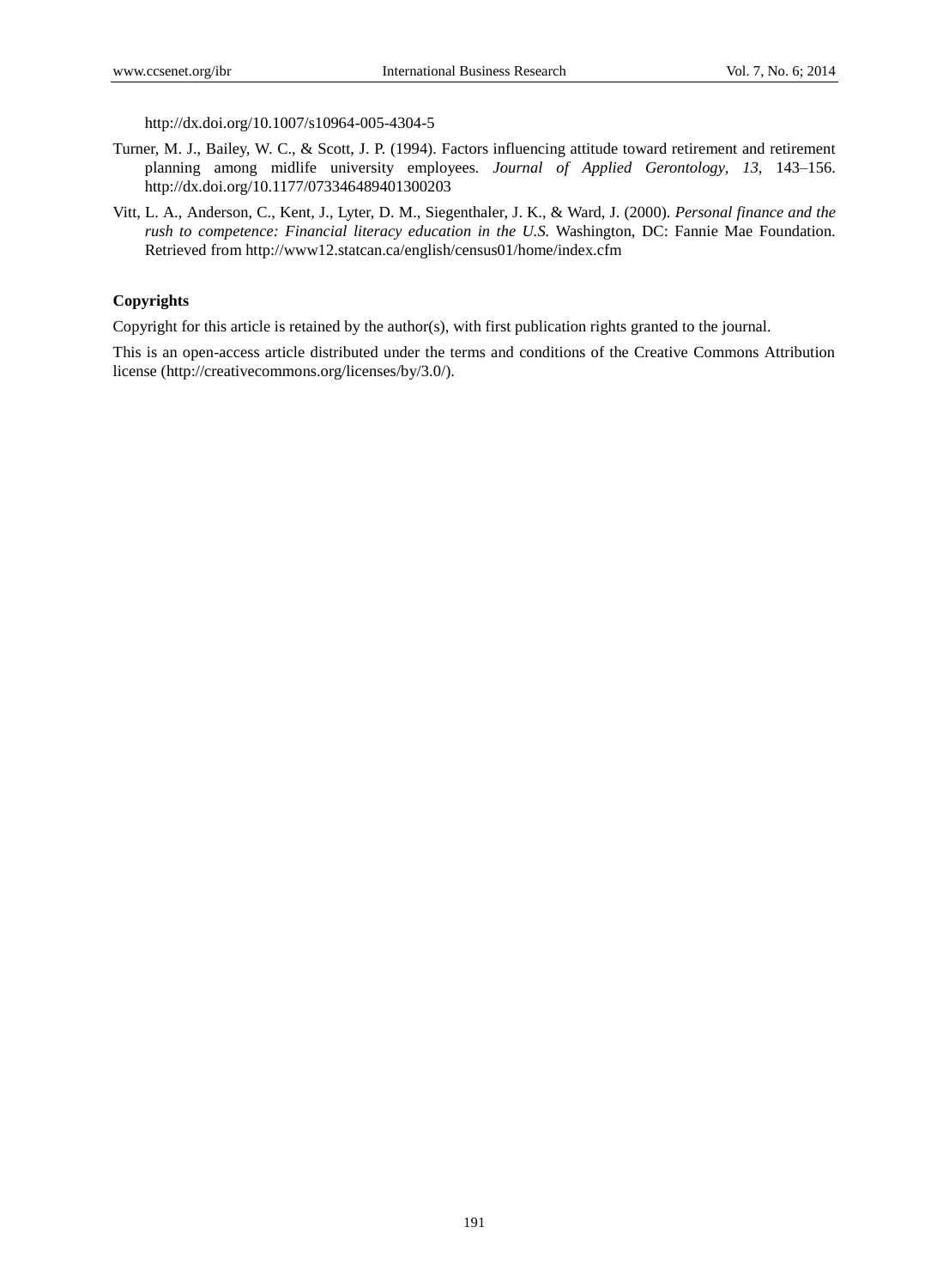http://dx.doi.org/10.1007/s10964-005-4304-5

Turner, M. J., Bailey, W. C., & Scott, J. P. (1994). Factors influencing attitude toward retirement and retirement planning among midlife university employees. *Journal of Applied Gerontology, 13*, 143–156. http://dx.doi.org/10.1177/073346489401300203

Vitt, L. A., Anderson, C., Kent, J., Lyter, D. M., Siegenthaler, J. K., & Ward, J. (2000). *Personal finance and the rush to competence: Financial literacy education in the U.S.* Washington, DC: Fannie Mae Foundation. Retrieved from http://www12.statcan.ca/english/census01/home/index.cfm

**Copyrights**

Copyright for this article is retained by the author(s), with first publication rights granted to the journal.

This is an open-access article distributed under the terms and conditions of the Creative Commons Attribution license (http://creativecommons.org/licenses/by/3.0/).